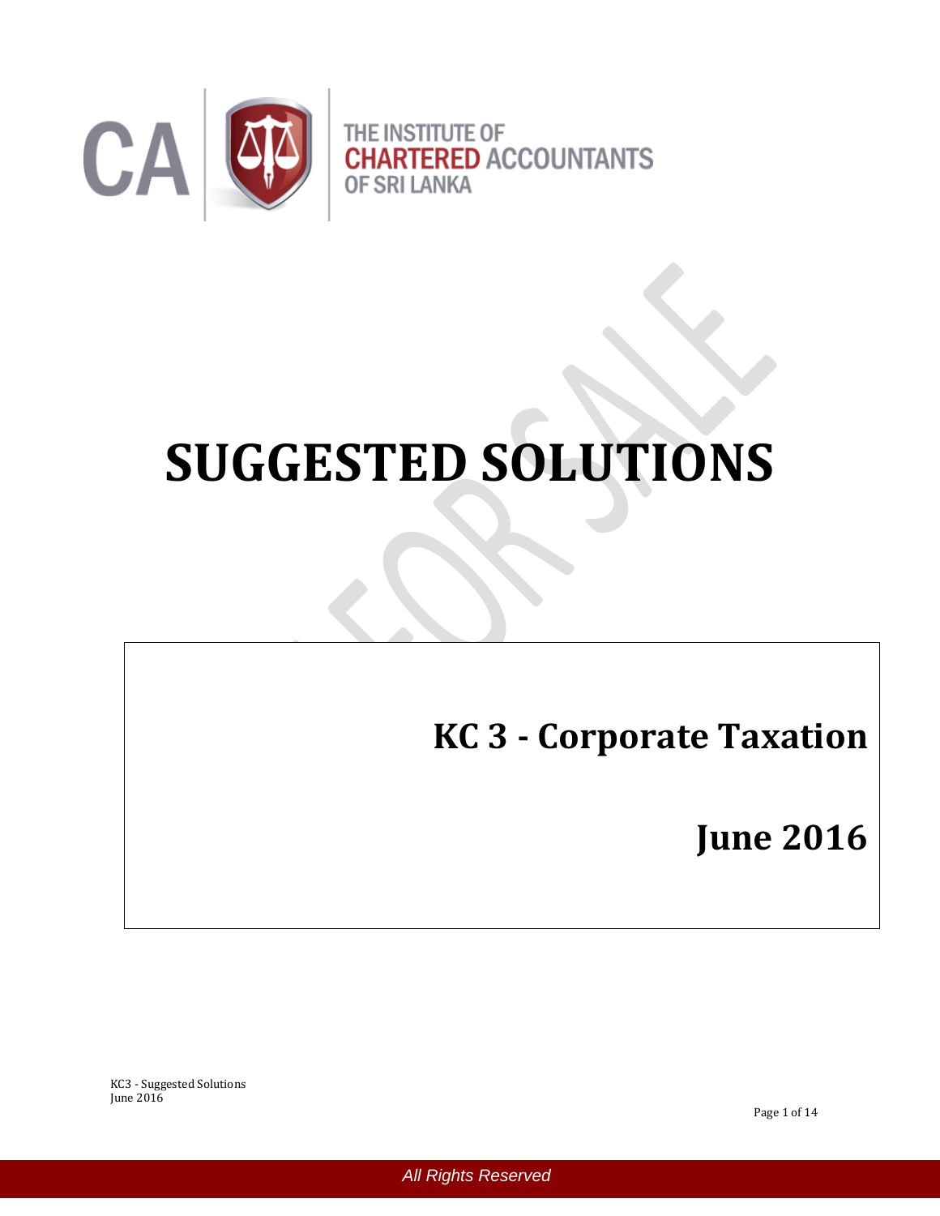THE INSTITUTE OF CHARTERED ACCOUNTANTS OF SRI LANKA

# SUGGESTED SOLUTIONS

## KC 3 - Corporate Taxation

## June 2016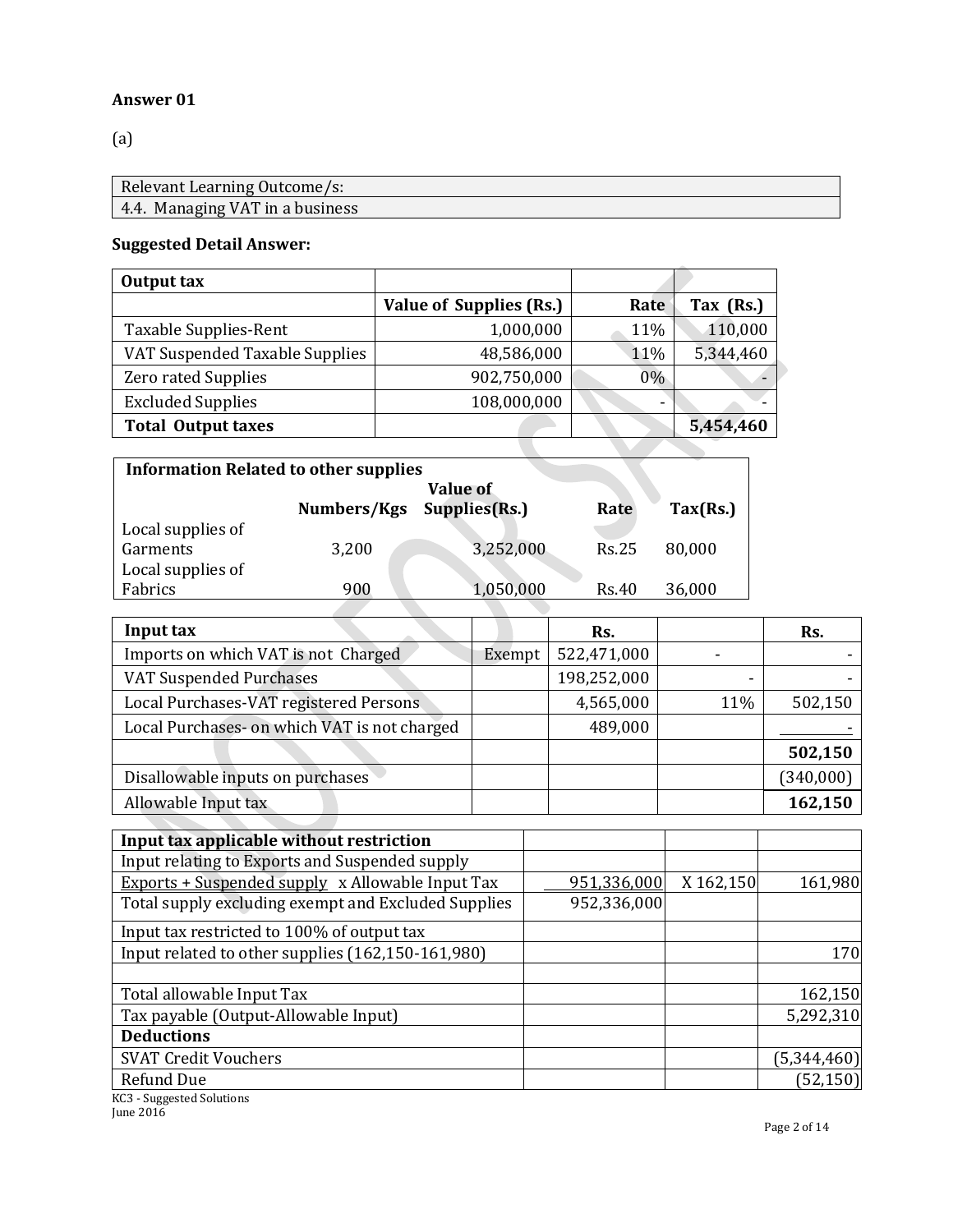**Answer 01**

(a)

| Relevant Learning Outcome/s: |
|---|
| 4.4. Managing VAT in a business |

**Suggested Detail Answer:**

| **Output tax** | | | |
|---|---|---|---|
| | **Value of Supplies (Rs.)** | **Rate** | **Tax (Rs.)** |
| Taxable Supplies-Rent | 1,000,000 | 11% | 110,000 |
| VAT Suspended Taxable Supplies | 48,586,000 | 11% | 5,344,460 |
| Zero rated Supplies | 902,750,000 | 0% | - |
| Excluded Supplies | 108,000,000 | - | - |
| **Total Output taxes** | | | **5,454,460** |

| **Information Related to other supplies** | | | | |
|---|---|---|---|---|
| | **Numbers/Kgs** | **Value of Supplies(Rs.)** | **Rate** | **Tax(Rs.)** |
| Local supplies of Garments | 3,200 | 3,252,000 | Rs.25 | 80,000 |
| Local supplies of Fabrics | 900 | 1,050,000 | Rs.40 | 36,000 |

| **Input tax** | | **Rs.** | | **Rs.** |
|---|---|---|---|---|
| Imports on which VAT is not Charged | Exempt | 522,471,000 | - | - |
| VAT Suspended Purchases | | 198,252,000 | - | - |
| Local Purchases-VAT registered Persons | | 4,565,000 | 11% | 502,150 |
| Local Purchases- on which VAT is not charged | | 489,000 | | - |
| | | | | **502,150** |
| Disallowable inputs on purchases | | | | (340,000) |
| Allowable Input tax | | | | **162,150** |

| **Input tax applicable without restriction** | | | |
|---|---|---|---|
| Input relating to Exports and Suspended supply | | | |
| Exports + Suspended supply x Allowable Input Tax | 951,336,000 | X 162,150 | 161,980 |
| Total supply excluding exempt and Excluded Supplies | 952,336,000 | | |
| Input tax restricted to 100% of output tax | | | |
| Input related to other supplies (162,150-161,980) | | | 170 |
| | | | |
| Total allowable Input Tax | | | 162,150 |
| Tax payable (Output-Allowable Input) | | | 5,292,310 |
| **Deductions** | | | |
| SVAT Credit Vouchers | | | (5,344,460) |
| Refund Due | | | (52,150) |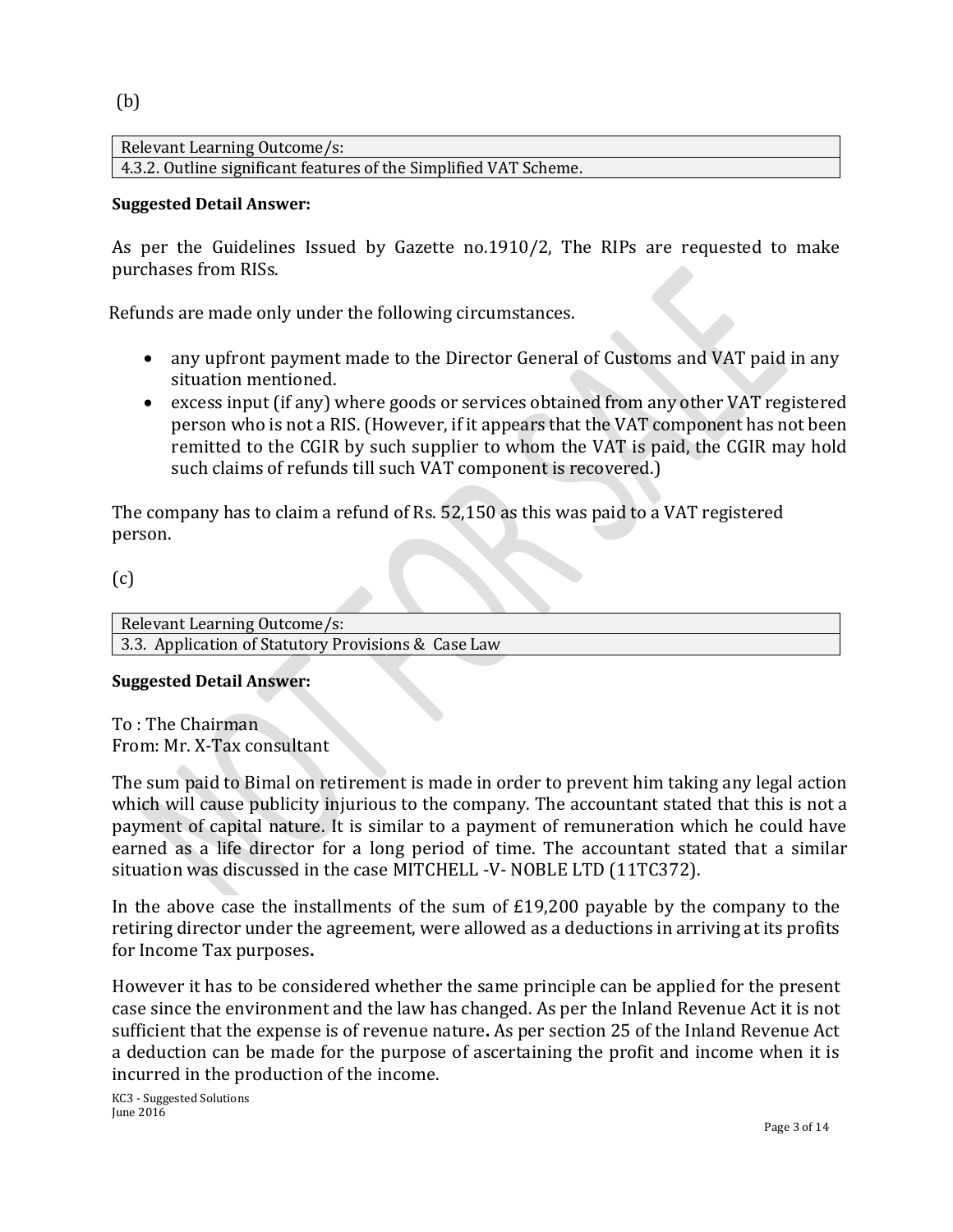(b)

| Relevant Learning Outcome/s: |
| --- |
| 4.3.2. Outline significant features of the Simplified VAT Scheme. |

**Suggested Detail Answer:**

As per the Guidelines Issued by Gazette no.1910/2, The RIPs are requested to make purchases from RISs.

Refunds are made only under the following circumstances.

- any upfront payment made to the Director General of Customs and VAT paid in any situation mentioned.
- excess input (if any) where goods or services obtained from any other VAT registered person who is not a RIS. (However, if it appears that the VAT component has not been remitted to the CGIR by such supplier to whom the VAT is paid, the CGIR may hold such claims of refunds till such VAT component is recovered.)

The company has to claim a refund of Rs. 52,150 as this was paid to a VAT registered person.

(c)

| Relevant Learning Outcome/s: |
| --- |
| 3.3. Application of Statutory Provisions & Case Law |

**Suggested Detail Answer:**

To : The Chairman
From: Mr. X-Tax consultant

The sum paid to Bimal on retirement is made in order to prevent him taking any legal action which will cause publicity injurious to the company. The accountant stated that this is not a payment of capital nature. It is similar to a payment of remuneration which he could have earned as a life director for a long period of time. The accountant stated that a similar situation was discussed in the case MITCHELL -V- NOBLE LTD (11TC372).

In the above case the installments of the sum of £19,200 payable by the company to the retiring director under the agreement, were allowed as a deductions in arriving at its profits for Income Tax purposes**.**

However it has to be considered whether the same principle can be applied for the present case since the environment and the law has changed. As per the Inland Revenue Act it is not sufficient that the expense is of revenue nature**.** As per section 25 of the Inland Revenue Act a deduction can be made for the purpose of ascertaining the profit and income when it is incurred in the production of the income.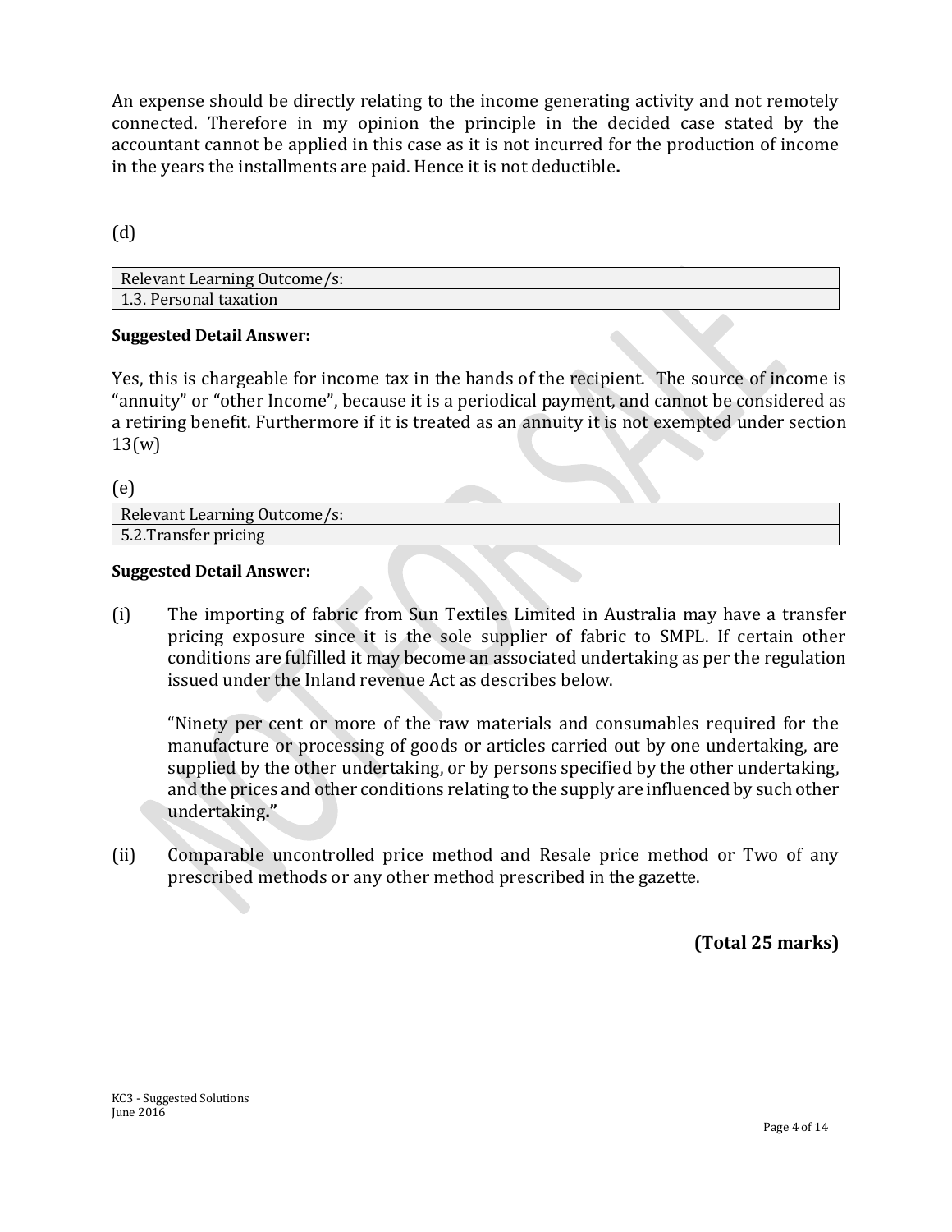An expense should be directly relating to the income generating activity and not remotely connected. Therefore in my opinion the principle in the decided case stated by the accountant cannot be applied in this case as it is not incurred for the production of income in the years the installments are paid. Hence it is not deductible**.**

(d)

| Relevant Learning Outcome/s: |
| --- |
| 1.3. Personal taxation |

**Suggested Detail Answer:**

Yes, this is chargeable for income tax in the hands of the recipient. The source of income is "annuity" or "other Income", because it is a periodical payment, and cannot be considered as a retiring benefit. Furthermore if it is treated as an annuity it is not exempted under section 13(w)

(e)

| Relevant Learning Outcome/s: |
| --- |
| 5.2.Transfer pricing |

**Suggested Detail Answer:**

(i) The importing of fabric from Sun Textiles Limited in Australia may have a transfer pricing exposure since it is the sole supplier of fabric to SMPL. If certain other conditions are fulfilled it may become an associated undertaking as per the regulation issued under the Inland revenue Act as describes below.

"Ninety per cent or more of the raw materials and consumables required for the manufacture or processing of goods or articles carried out by one undertaking, are supplied by the other undertaking, or by persons specified by the other undertaking, and the prices and other conditions relating to the supply are influenced by such other undertaking**."**

(ii) Comparable uncontrolled price method and Resale price method or Two of any prescribed methods or any other method prescribed in the gazette.

**(Total 25 marks)**

KC3 - Suggested Solutions
June 2016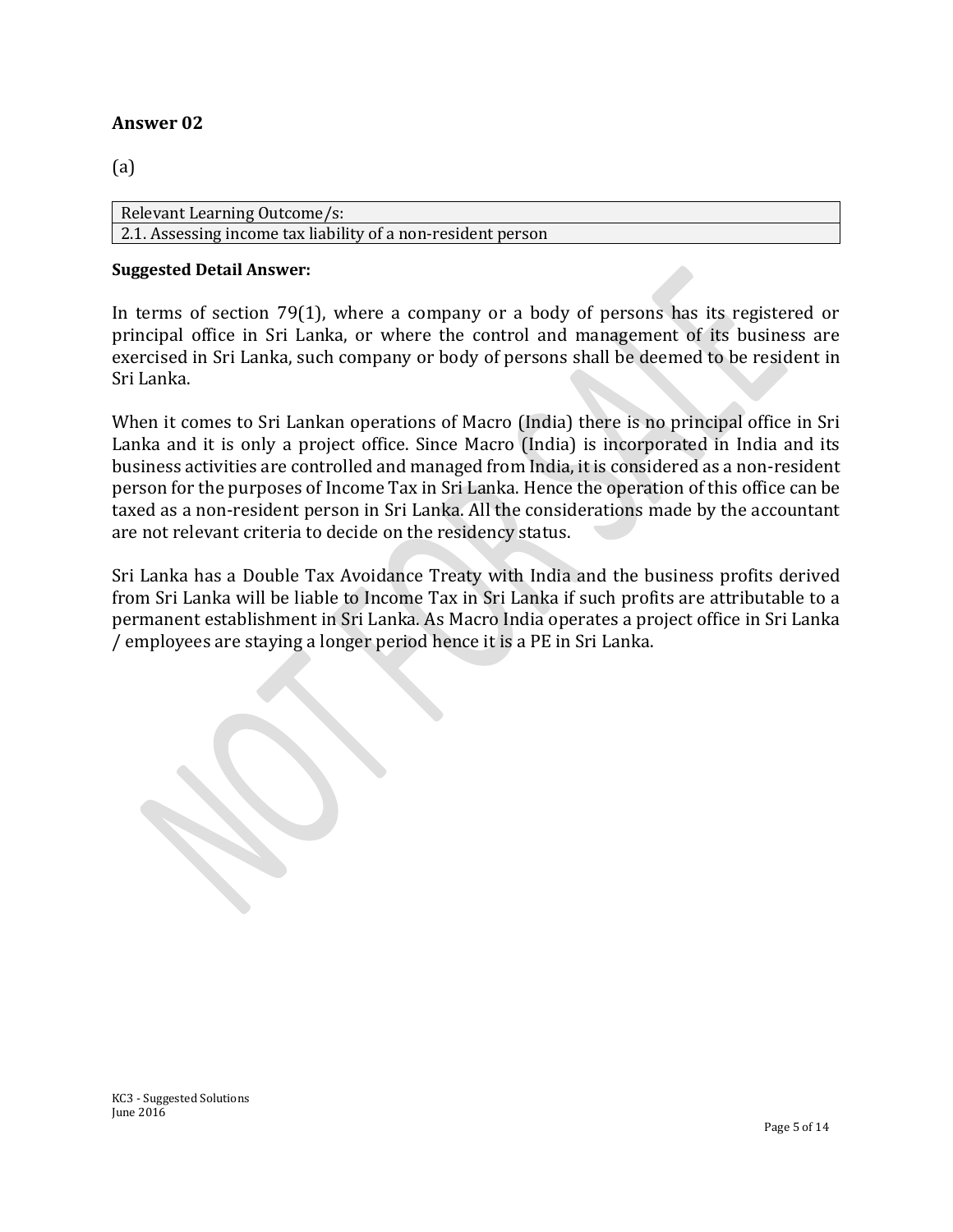## Answer 02

(a)

| Relevant Learning Outcome/s: |
| --- |
| 2.1. Assessing income tax liability of a non-resident person |

**Suggested Detail Answer:**

In terms of section 79(1), where a company or a body of persons has its registered or principal office in Sri Lanka, or where the control and management of its business are exercised in Sri Lanka, such company or body of persons shall be deemed to be resident in Sri Lanka.

When it comes to Sri Lankan operations of Macro (India) there is no principal office in Sri Lanka and it is only a project office. Since Macro (India) is incorporated in India and its business activities are controlled and managed from India, it is considered as a non-resident person for the purposes of Income Tax in Sri Lanka. Hence the operation of this office can be taxed as a non-resident person in Sri Lanka. All the considerations made by the accountant are not relevant criteria to decide on the residency status.

Sri Lanka has a Double Tax Avoidance Treaty with India and the business profits derived from Sri Lanka will be liable to Income Tax in Sri Lanka if such profits are attributable to a permanent establishment in Sri Lanka. As Macro India operates a project office in Sri Lanka / employees are staying a longer period hence it is a PE in Sri Lanka.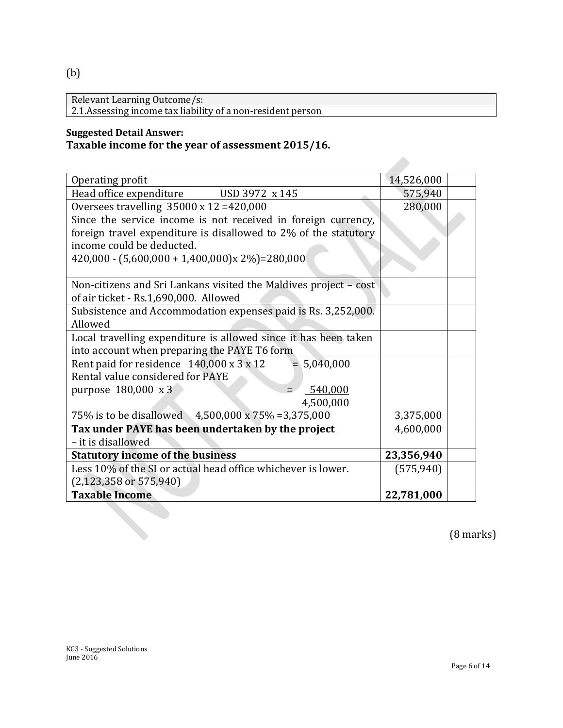(b)

| Relevant Learning Outcome/s: |
|---|
| 2.1.Assessing income tax liability of a non-resident person |

**Suggested Detail Answer:**

## Taxable income for the year of assessment 2015/16.

| | | |
|---|---|---|
| Operating profit | 14,526,000 | |
| Head office expenditure USD 3972 x 145 | 575,940 | |
| Oversees travelling 35000 x 12 =420,000<br>Since the service income is not received in foreign currency, foreign travel expenditure is disallowed to 2% of the statutory income could be deducted.<br>420,000 - (5,600,000 + 1,400,000)x 2%)=280,000 | 280,000 | |
| Non-citizens and Sri Lankans visited the Maldives project – cost of air ticket - Rs.1,690,000. Allowed | | |
| Subsistence and Accommodation expenses paid is Rs. 3,252,000. Allowed | | |
| Local travelling expenditure is allowed since it has been taken into account when preparing the PAYE T6 form | | |
| Rent paid for residence 140,000 x 3 x 12 = 5,040,000<br>Rental value considered for PAYE purpose 180,000 x 3 = 540,000<br>4,500,000<br>75% is to be disallowed 4,500,000 x 75% =3,375,000 | 3,375,000 | |
| **Tax under PAYE has been undertaken by the project** – it is disallowed | 4,600,000 | |
| **Statutory income of the business** | **23,356,940** | |
| Less 10% of the SI or actual head office whichever is lower. (2,123,358 or 575,940) | (575,940) | |
| **Taxable Income** | **22,781,000** | |

(8 marks)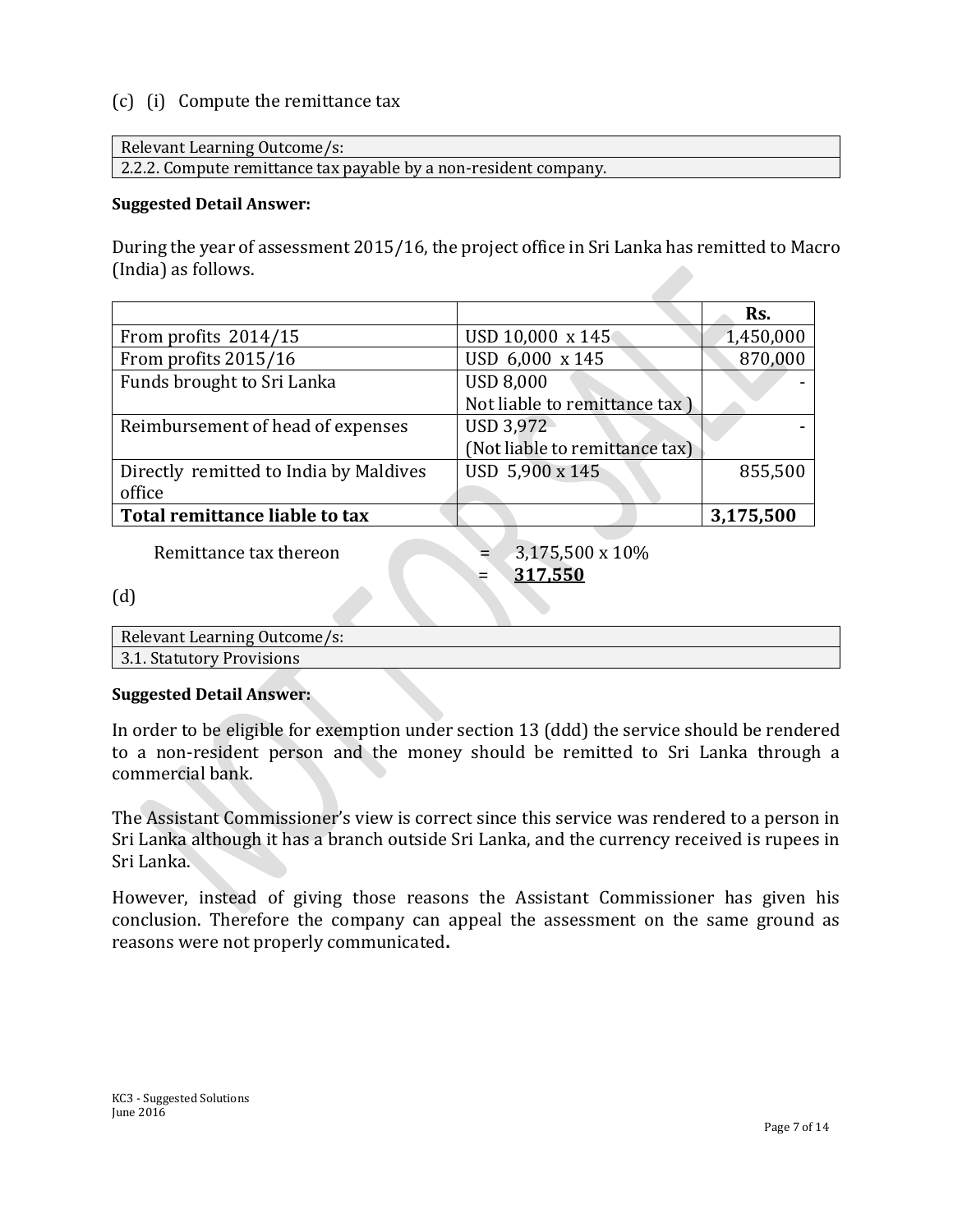(c) (i) Compute the remittance tax

| Relevant Learning Outcome/s: |
| --- |
| 2.2.2. Compute remittance tax payable by a non-resident company. |

**Suggested Detail Answer:**

During the year of assessment 2015/16, the project office in Sri Lanka has remitted to Macro (India) as follows.

| | | Rs. |
| --- | --- | --- |
| From profits 2014/15 | USD 10,000 x 145 | 1,450,000 |
| From profits 2015/16 | USD 6,000 x 145 | 870,000 |
| Funds brought to Sri Lanka | USD 8,000 Not liable to remittance tax ) | - |
| Reimbursement of head of expenses | USD 3,972 (Not liable to remittance tax) | - |
| Directly remitted to India by Maldives office | USD 5,900 x 145 | 855,500 |
| **Total remittance liable to tax** | | **3,175,500** |

Remittance tax thereon = 3,175,500 x 10%
= **<u>317,550</u>**

(d)

| Relevant Learning Outcome/s: |
| --- |
| 3.1. Statutory Provisions |

**Suggested Detail Answer:**

In order to be eligible for exemption under section 13 (ddd) the service should be rendered to a non-resident person and the money should be remitted to Sri Lanka through a commercial bank.

The Assistant Commissioner's view is correct since this service was rendered to a person in Sri Lanka although it has a branch outside Sri Lanka, and the currency received is rupees in Sri Lanka.

However, instead of giving those reasons the Assistant Commissioner has given his conclusion. Therefore the company can appeal the assessment on the same ground as reasons were not properly communicated**.**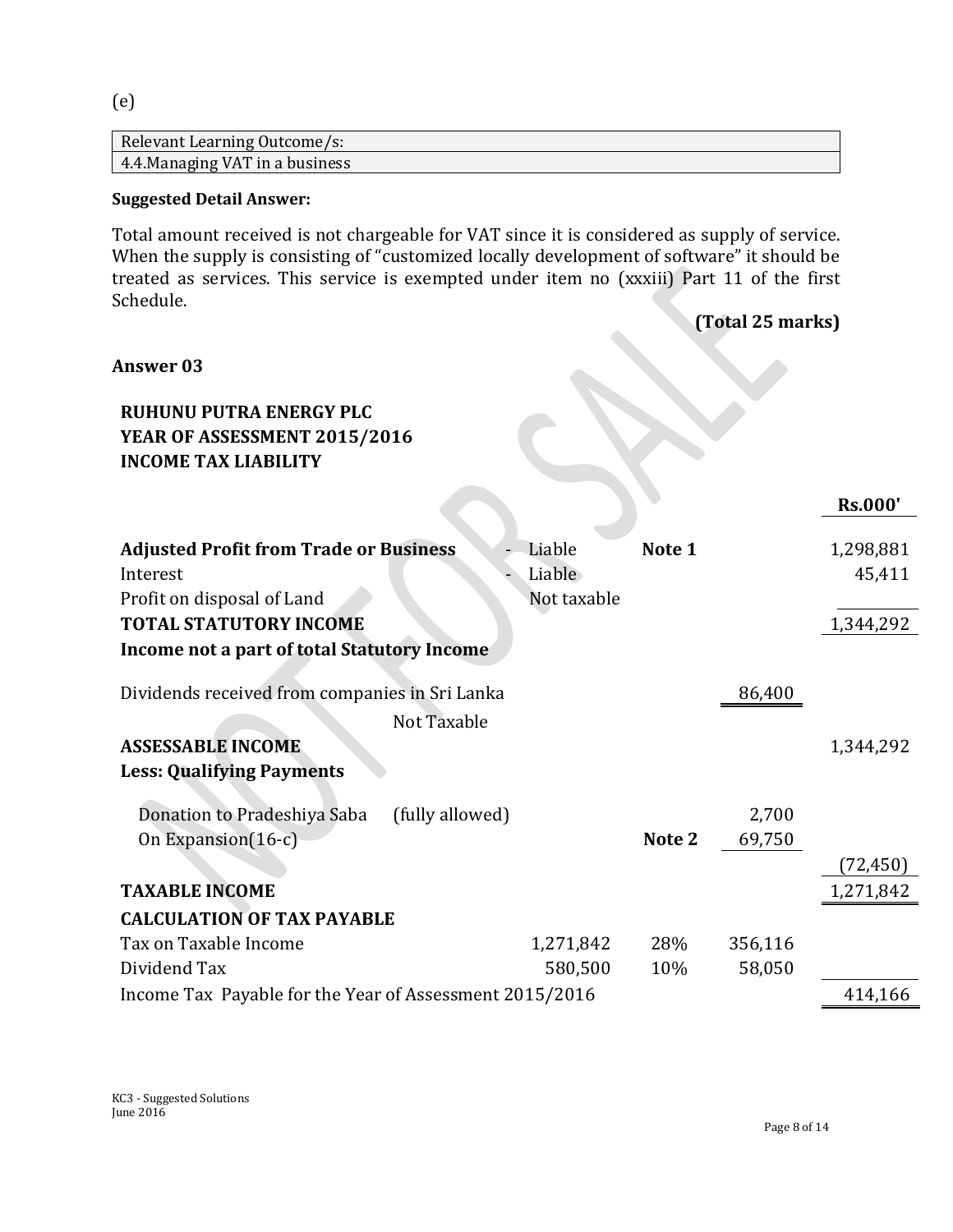(e)

| Relevant Learning Outcome/s: |
|---|
| 4.4.Managing VAT in a business |

**Suggested Detail Answer:**

Total amount received is not chargeable for VAT since it is considered as supply of service. When the supply is consisting of "customized locally development of software" it should be treated as services. This service is exempted under item no (xxxiii) Part 11 of the first Schedule.

**(Total 25 marks)**

**Answer 03**

**RUHUNU PUTRA ENERGY PLC**
**YEAR OF ASSESSMENT 2015/2016**
**INCOME TAX LIABILITY**

| | | | | **Rs.000'** |
|---|---|---|---|---|
| **Adjusted Profit from Trade or Business** | - Liable | **Note 1** | | 1,298,881 |
| Interest | - Liable | | | 45,411 |
| Profit on disposal of Land | Not taxable | | | |
| **TOTAL STATUTORY INCOME** | | | | 1,344,292 |
| **Income not a part of total Statutory Income** | | | | |
| Dividends received from companies in Sri Lanka | | | 86,400 | |
| Not Taxable | | | | |
| **ASSESSABLE INCOME** | | | | 1,344,292 |
| **Less: Qualifying Payments** | | | | |
| Donation to Pradeshiya Saba (fully allowed) | | | 2,700 | |
| On Expansion(16-c) | | **Note 2** | 69,750 | |
| | | | | (72,450) |
| **TAXABLE INCOME** | | | | 1,271,842 |
| **CALCULATION OF TAX PAYABLE** | | | | |
| Tax on Taxable Income | 1,271,842 | 28% | 356,116 | |
| Dividend Tax | 580,500 | 10% | 58,050 | |
| Income Tax Payable for the Year of Assessment 2015/2016 | | | | 414,166 |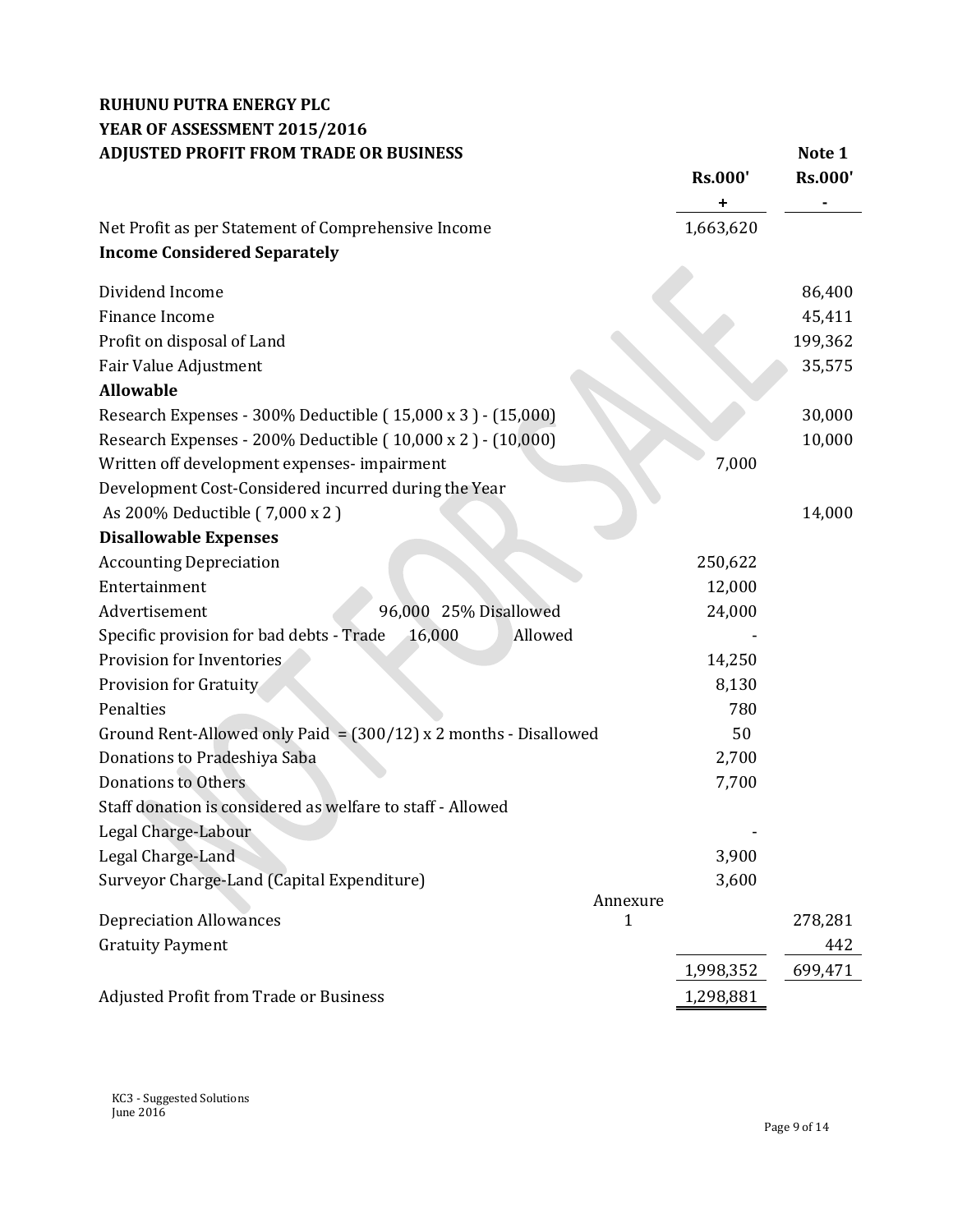**RUHUNU PUTRA ENERGY PLC**
**YEAR OF ASSESSMENT 2015/2016**
**ADJUSTED PROFIT FROM TRADE OR BUSINESS**

**Note 1**

| | | Rs.000' + | Rs.000' - |
|---|---|---|---|
| Net Profit as per Statement of Comprehensive Income | | 1,663,620 | |
| **Income Considered Separately** | | | |
| Dividend Income | | | 86,400 |
| Finance Income | | | 45,411 |
| Profit on disposal of Land | | | 199,362 |
| Fair Value Adjustment | | | 35,575 |
| **Allowable** | | | |
| Research Expenses - 300% Deductible ( 15,000 x 3 ) - (15,000) | | | 30,000 |
| Research Expenses - 200% Deductible ( 10,000 x 2 ) - (10,000) | | | 10,000 |
| Written off development expenses- impairment | | 7,000 | |
| Development Cost-Considered incurred during the Year | | | |
| As 200% Deductible ( 7,000 x 2 ) | | | 14,000 |
| **Disallowable Expenses** | | | |
| Accounting Depreciation | | 250,622 | |
| Entertainment | | 12,000 | |
| Advertisement 96,000 25% Disallowed | | 24,000 | |
| Specific provision for bad debts - Trade 16,000 Allowed | | - | |
| Provision for Inventories | | 14,250 | |
| Provision for Gratuity | | 8,130 | |
| Penalties | | 780 | |
| Ground Rent-Allowed only Paid = (300/12) x 2 months - Disallowed | | 50 | |
| Donations to Pradeshiya Saba | | 2,700 | |
| Donations to Others | | 7,700 | |
| Staff donation is considered as welfare to staff - Allowed | | | |
| Legal Charge-Labour | | - | |
| Legal Charge-Land | | 3,900 | |
| Surveyor Charge-Land (Capital Expenditure) | | 3,600 | |
| Depreciation Allowances | Annexure 1 | | 278,281 |
| Gratuity Payment | | | 442 |
| | | 1,998,352 | 699,471 |
| Adjusted Profit from Trade or Business | | 1,298,881 | |

KC3 - Suggested Solutions
June 2016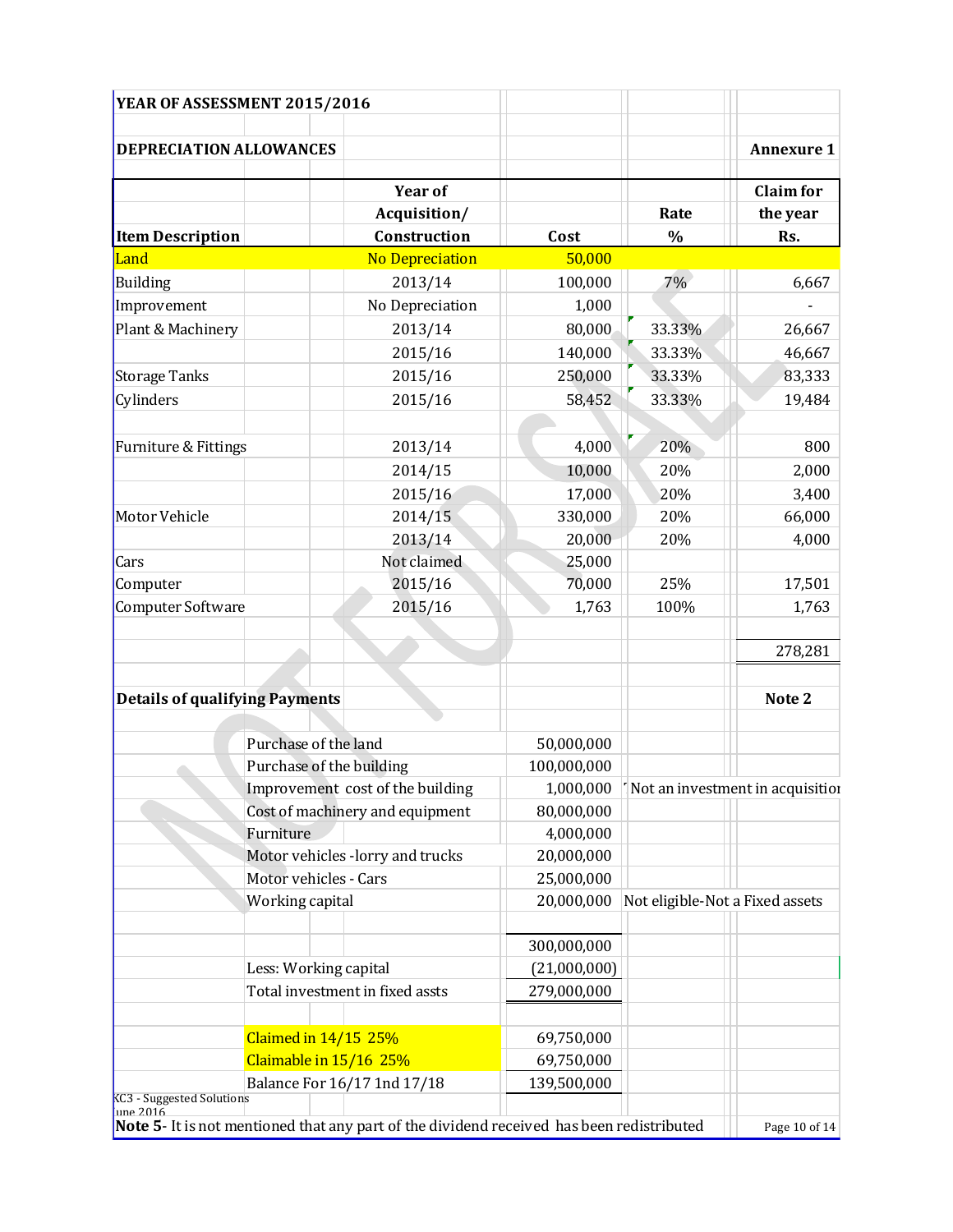**YEAR OF ASSESSMENT 2015/2016**

**DEPRECIATION ALLOWANCES** — **Annexure 1**

| Item Description | Year of Acquisition/ Construction | Cost | Rate % | Claim for the year Rs. |
|---|---|---|---|---|
| Land | No Depreciation | 50,000 | | |
| Building | 2013/14 | 100,000 | 7% | 6,667 |
| Improvement | No Depreciation | 1,000 | | - |
| Plant & Machinery | 2013/14 | 80,000 | 33.33% | 26,667 |
| | 2015/16 | 140,000 | 33.33% | 46,667 |
| Storage Tanks | 2015/16 | 250,000 | 33.33% | 83,333 |
| Cylinders | 2015/16 | 58,452 | 33.33% | 19,484 |
| | | | | |
| Furniture & Fittings | 2013/14 | 4,000 | 20% | 800 |
| | 2014/15 | 10,000 | 20% | 2,000 |
| | 2015/16 | 17,000 | 20% | 3,400 |
| Motor Vehicle | 2014/15 | 330,000 | 20% | 66,000 |
| | 2013/14 | 20,000 | 20% | 4,000 |
| Cars | Not claimed | 25,000 | | |
| Computer | 2015/16 | 70,000 | 25% | 17,501 |
| Computer Software | 2015/16 | 1,763 | 100% | 1,763 |
| | | | | |
| | | | | 278,281 |

**Details of qualifying Payments** — **Note 2**

| | Amount | Remarks |
|---|---|---|
| Purchase of the land | 50,000,000 | |
| Purchase of the building | 100,000,000 | |
| Improvement cost of the building | 1,000,000 | Not an investment in acquisition |
| Cost of machinery and equipment | 80,000,000 | |
| Furniture | 4,000,000 | |
| Motor vehicles -lorry and trucks | 20,000,000 | |
| Motor vehicles - Cars | 25,000,000 | |
| Working capital | 20,000,000 | Not eligible-Not a Fixed assets |
| | 300,000,000 | |
| Less: Working capital | (21,000,000) | |
| Total investment in fixed assts | 279,000,000 | |
| | | |
| Claimed in 14/15 25% | 69,750,000 | |
| Claimable in 15/16 25% | 69,750,000 | |
| Balance For 16/17 1nd 17/18 | 139,500,000 | |

**Note 5**- It is not mentioned that any part of the dividend received has been redistributed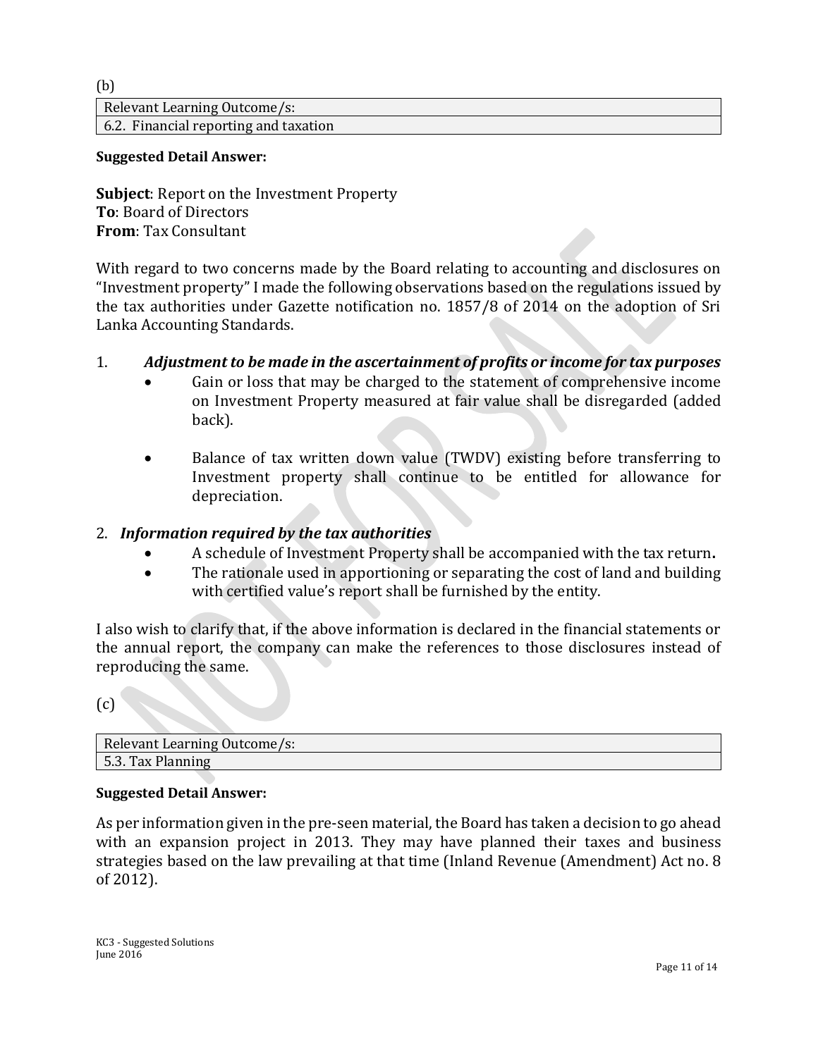(b)

| Relevant Learning Outcome/s: |
| --- |
| 6.2. Financial reporting and taxation |

**Suggested Detail Answer:**

**Subject**: Report on the Investment Property
**To**: Board of Directors
**From**: Tax Consultant

With regard to two concerns made by the Board relating to accounting and disclosures on "Investment property" I made the following observations based on the regulations issued by the tax authorities under Gazette notification no. 1857/8 of 2014 on the adoption of Sri Lanka Accounting Standards.

1. ***Adjustment to be made in the ascertainment of profits or income for tax purposes***
   - Gain or loss that may be charged to the statement of comprehensive income on Investment Property measured at fair value shall be disregarded (added back).
   - Balance of tax written down value (TWDV) existing before transferring to Investment property shall continue to be entitled for allowance for depreciation.

2. ***Information required by the tax authorities***
   - A schedule of Investment Property shall be accompanied with the tax return**.**
   - The rationale used in apportioning or separating the cost of land and building with certified value's report shall be furnished by the entity.

I also wish to clarify that, if the above information is declared in the financial statements or the annual report, the company can make the references to those disclosures instead of reproducing the same.

(c)

| Relevant Learning Outcome/s: |
| --- |
| 5.3. Tax Planning |

**Suggested Detail Answer:**

As per information given in the pre-seen material, the Board has taken a decision to go ahead with an expansion project in 2013. They may have planned their taxes and business strategies based on the law prevailing at that time (Inland Revenue (Amendment) Act no. 8 of 2012).

KC3 - Suggested Solutions
June 2016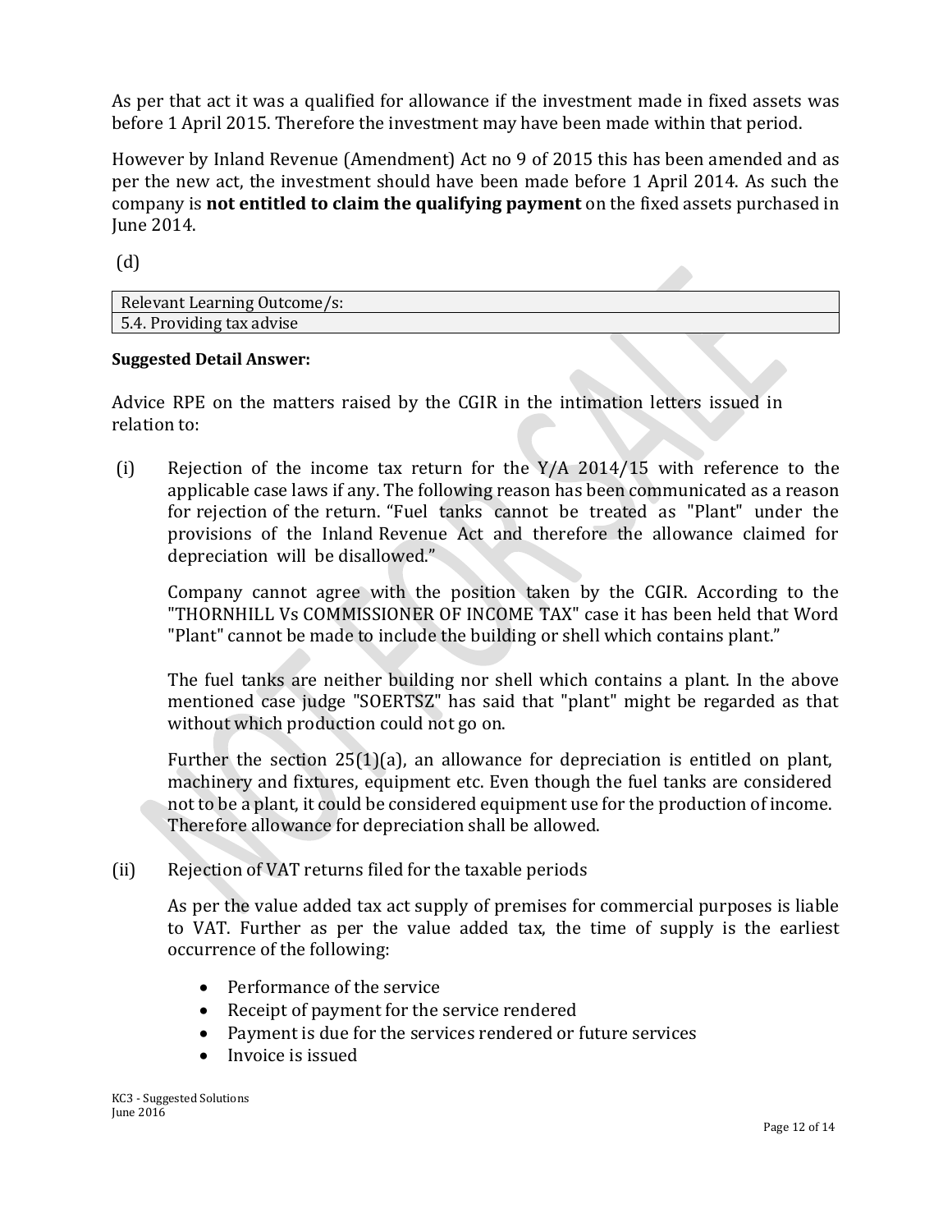As per that act it was a qualified for allowance if the investment made in fixed assets was before 1 April 2015. Therefore the investment may have been made within that period.

However by Inland Revenue (Amendment) Act no 9 of 2015 this has been amended and as per the new act, the investment should have been made before 1 April 2014. As such the company is **not entitled to claim the qualifying payment** on the fixed assets purchased in June 2014.

(d)

| Relevant Learning Outcome/s: |
|---|
| 5.4. Providing tax advise |

**Suggested Detail Answer:**

Advice RPE on the matters raised by the CGIR in the intimation letters issued in relation to:

(i) Rejection of the income tax return for the Y/A 2014/15 with reference to the applicable case laws if any. The following reason has been communicated as a reason for rejection of the return. "Fuel tanks cannot be treated as "Plant" under the provisions of the Inland Revenue Act and therefore the allowance claimed for depreciation will be disallowed."

Company cannot agree with the position taken by the CGIR. According to the "THORNHILL Vs COMMISSIONER OF INCOME TAX" case it has been held that Word "Plant" cannot be made to include the building or shell which contains plant."

The fuel tanks are neither building nor shell which contains a plant. In the above mentioned case judge "SOERTSZ" has said that "plant" might be regarded as that without which production could not go on.

Further the section 25(1)(a), an allowance for depreciation is entitled on plant, machinery and fixtures, equipment etc. Even though the fuel tanks are considered not to be a plant, it could be considered equipment use for the production of income. Therefore allowance for depreciation shall be allowed.

(ii) Rejection of VAT returns filed for the taxable periods

As per the value added tax act supply of premises for commercial purposes is liable to VAT. Further as per the value added tax, the time of supply is the earliest occurrence of the following:

- Performance of the service
- Receipt of payment for the service rendered
- Payment is due for the services rendered or future services
- Invoice is issued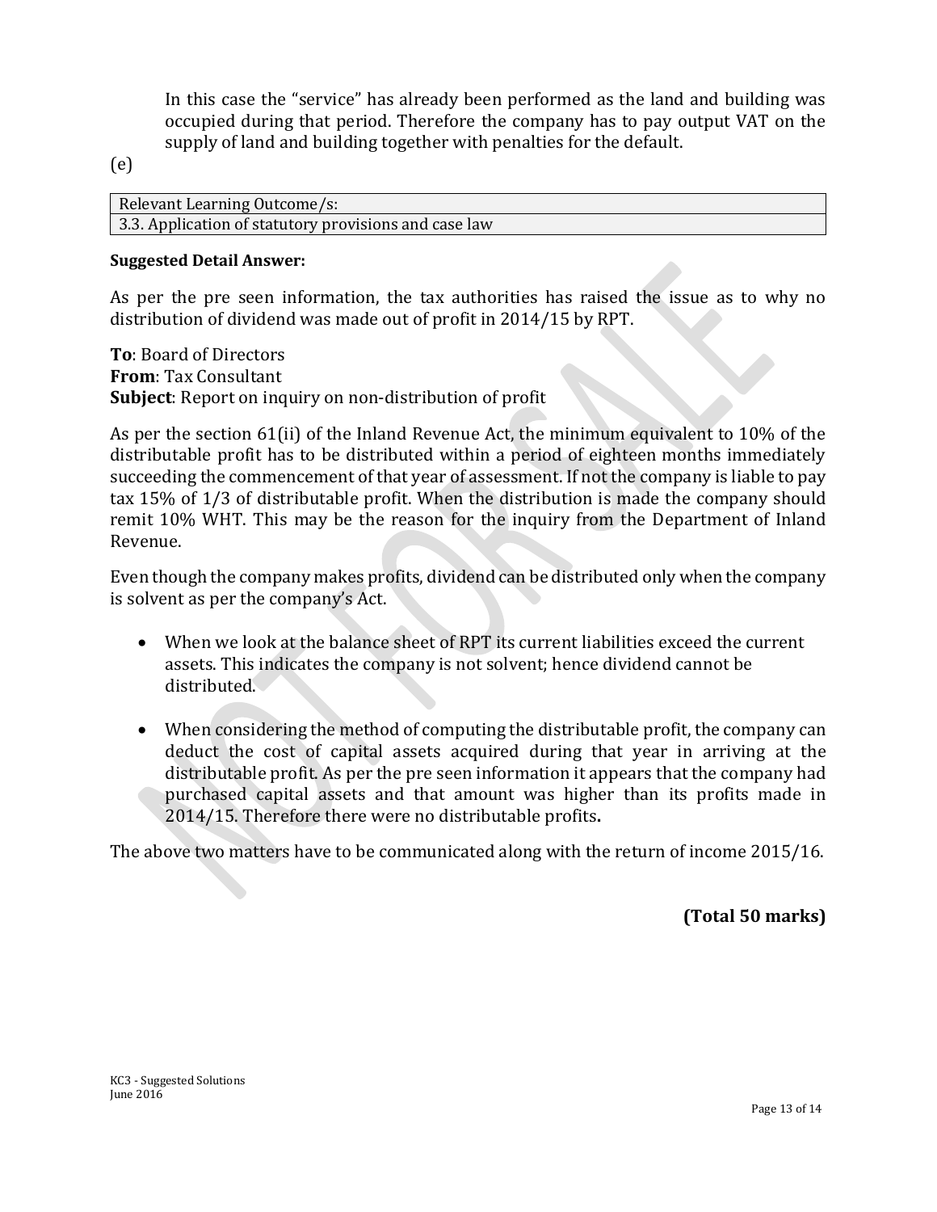In this case the "service" has already been performed as the land and building was occupied during that period. Therefore the company has to pay output VAT on the supply of land and building together with penalties for the default.

(e)

| Relevant Learning Outcome/s: |
| --- |
| 3.3. Application of statutory provisions and case law |

**Suggested Detail Answer:**

As per the pre seen information, the tax authorities has raised the issue as to why no distribution of dividend was made out of profit in 2014/15 by RPT.

**To**: Board of Directors
**From**: Tax Consultant
**Subject**: Report on inquiry on non-distribution of profit

As per the section 61(ii) of the Inland Revenue Act, the minimum equivalent to 10% of the distributable profit has to be distributed within a period of eighteen months immediately succeeding the commencement of that year of assessment. If not the company is liable to pay tax 15% of 1/3 of distributable profit. When the distribution is made the company should remit 10% WHT. This may be the reason for the inquiry from the Department of Inland Revenue.

Even though the company makes profits, dividend can be distributed only when the company is solvent as per the company's Act.

- When we look at the balance sheet of RPT its current liabilities exceed the current assets. This indicates the company is not solvent; hence dividend cannot be distributed.
- When considering the method of computing the distributable profit, the company can deduct the cost of capital assets acquired during that year in arriving at the distributable profit. As per the pre seen information it appears that the company had purchased capital assets and that amount was higher than its profits made in 2014/15. Therefore there were no distributable profits**.**

The above two matters have to be communicated along with the return of income 2015/16.

**(Total 50 marks)**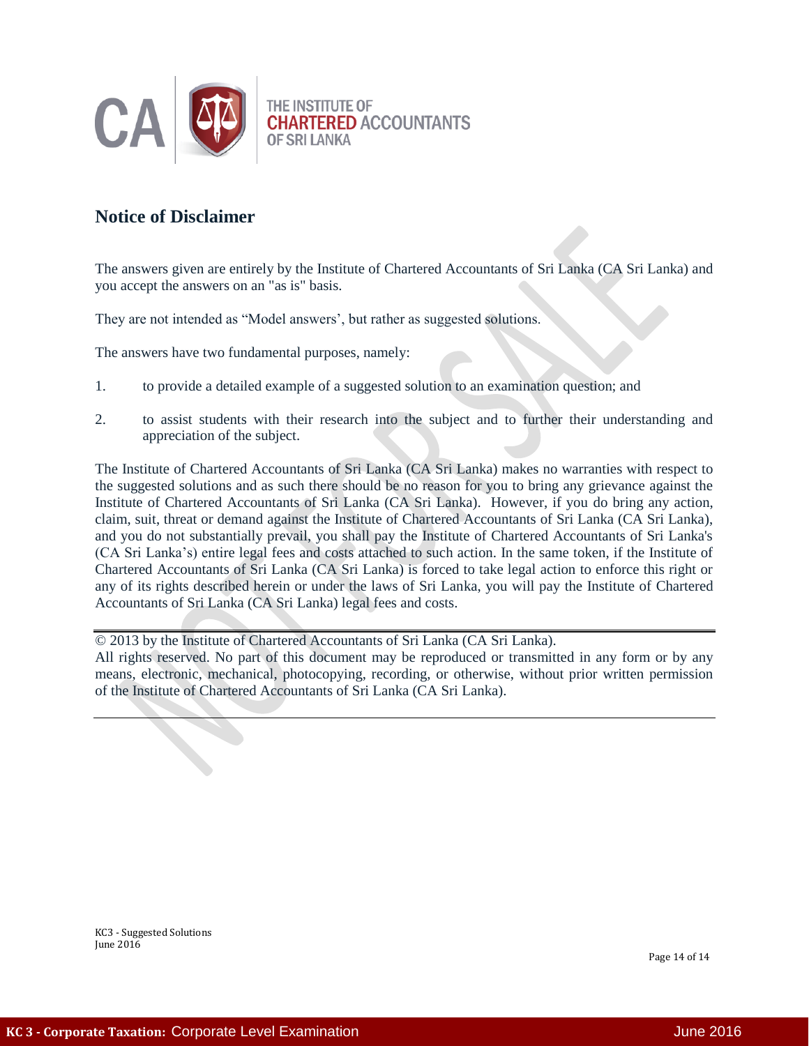# Notice of Disclaimer

The answers given are entirely by the Institute of Chartered Accountants of Sri Lanka (CA Sri Lanka) and you accept the answers on an "as is" basis.

They are not intended as "Model answers', but rather as suggested solutions.

The answers have two fundamental purposes, namely:

1. to provide a detailed example of a suggested solution to an examination question; and

2. to assist students with their research into the subject and to further their understanding and appreciation of the subject.

The Institute of Chartered Accountants of Sri Lanka (CA Sri Lanka) makes no warranties with respect to the suggested solutions and as such there should be no reason for you to bring any grievance against the Institute of Chartered Accountants of Sri Lanka (CA Sri Lanka). However, if you do bring any action, claim, suit, threat or demand against the Institute of Chartered Accountants of Sri Lanka (CA Sri Lanka), and you do not substantially prevail, you shall pay the Institute of Chartered Accountants of Sri Lanka's (CA Sri Lanka's) entire legal fees and costs attached to such action. In the same token, if the Institute of Chartered Accountants of Sri Lanka (CA Sri Lanka) is forced to take legal action to enforce this right or any of its rights described herein or under the laws of Sri Lanka, you will pay the Institute of Chartered Accountants of Sri Lanka (CA Sri Lanka) legal fees and costs.

---

© 2013 by the Institute of Chartered Accountants of Sri Lanka (CA Sri Lanka).
All rights reserved. No part of this document may be reproduced or transmitted in any form or by any means, electronic, mechanical, photocopying, recording, or otherwise, without prior written permission of the Institute of Chartered Accountants of Sri Lanka (CA Sri Lanka).

---